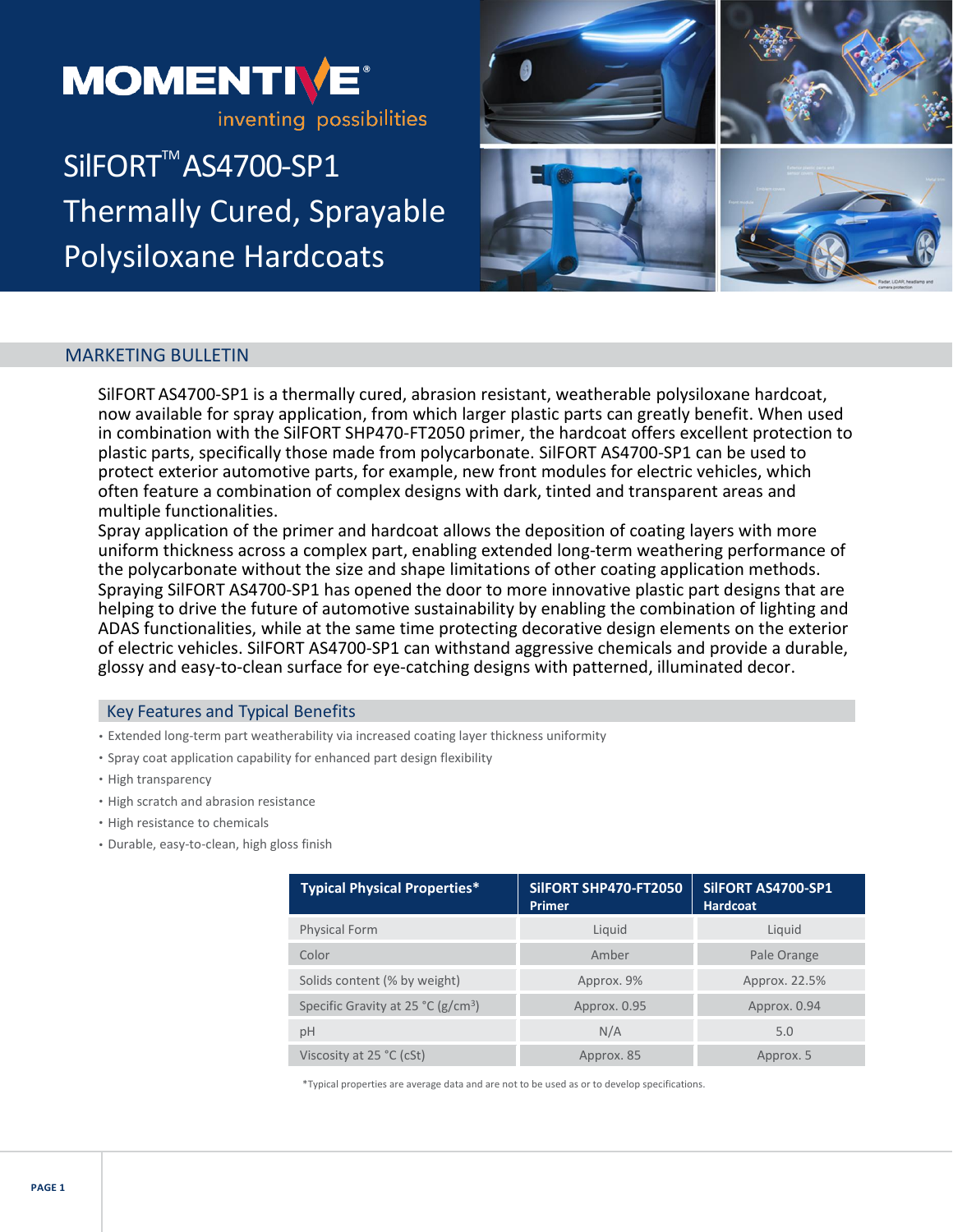MOMENTIVE®

inventing possibilities

# SilFORT™ AS4700-SP1 Thermally Cured, Sprayable Polysiloxane Hardcoats

## MARKETING BULLETIN

SilFORT AS4700-SP1 is a thermally cured, abrasion resistant, weatherable polysiloxane hardcoat, now available for spray application, from which larger plastic parts can greatly benefit. When used in combination with the SilFORT SHP470-FT2050 primer, the hardcoat offers excellent protection to plastic parts, specifically those made from polycarbonate. SilFORT AS4700-SP1 can be used to protect exterior automotive parts, for example, new front modules for electric vehicles, which often feature a combination of complex designs with dark, tinted and transparent areas and multiple functionalities.

Spray application of the primer and hardcoat allows the deposition of coating layers with more uniform thickness across a complex part, enabling extended long-term weathering performance of the polycarbonate without the size and shape limitations of other coating application methods. Spraying SilFORT AS4700-SP1 has opened the door to more innovative plastic part designs that are helping to drive the future of automotive sustainability by enabling the combination of lighting and ADAS functionalities, while at the same time protecting decorative design elements on the exterior of electric vehicles. SilFORT AS4700-SP1 can withstand aggressive chemicals and provide a durable, glossy and easy-to-clean surface for eye-catching designs with patterned, illuminated decor.

### Key Features and Typical Benefits

- Extended long-term part weatherability via increased coating layer thickness uniformity
- Spray coat application capability for enhanced part design flexibility
- High transparency
- High scratch and abrasion resistance
- High resistance to chemicals
- Durable, easy-to-clean, high gloss finish

| Typical Physical Properties* | SilFORT SHP470-FT2050 Primer | SilFORT AS4700-SP1 Hardcoat |
|---|---|---|
| Physical Form | Liquid | Liquid |
| Color | Amber | Pale Orange |
| Solids content (% by weight) | Approx. 9% | Approx. 22.5% |
| Specific Gravity at 25 °C (g/cm$^3$) | Approx. 0.95 | Approx. 0.94 |
| pH | N/A | 5.0 |
| Viscosity at 25 °C (cSt) | Approx. 85 | Approx. 5 |

*Typical properties are average data and are not to be used as or to develop specifications.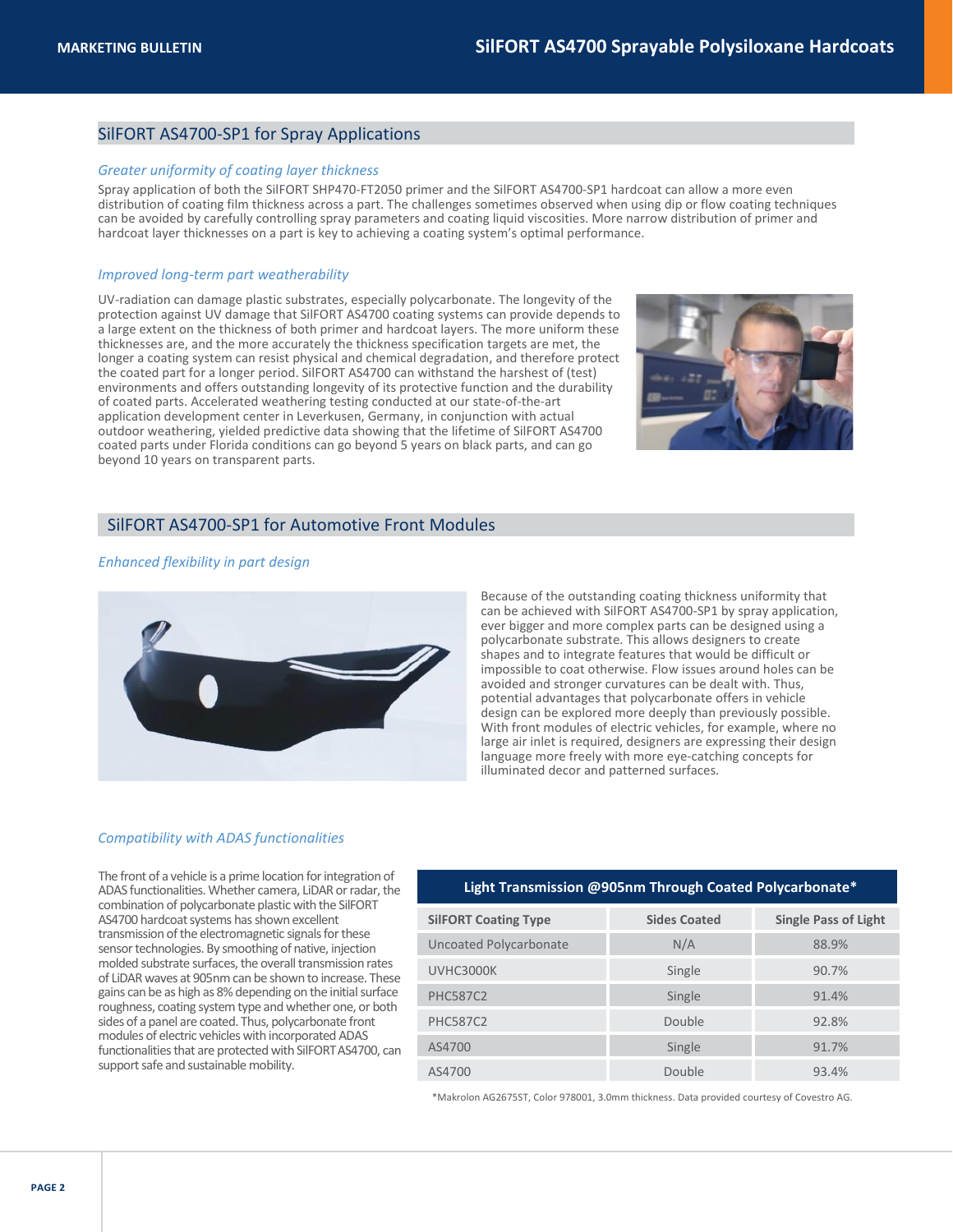## SilFORT AS4700-SP1 for Spray Applications

### *Greater uniformity of coating layer thickness*

Spray application of both the SilFORT SHP470-FT2050 primer and the SilFORT AS4700-SP1 hardcoat can allow a more even distribution of coating film thickness across a part. The challenges sometimes observed when using dip or flow coating techniques can be avoided by carefully controlling spray parameters and coating liquid viscosities. More narrow distribution of primer and hardcoat layer thicknesses on a part is key to achieving a coating system's optimal performance.

### *Improved long-term part weatherability*

UV-radiation can damage plastic substrates, especially polycarbonate. The longevity of the protection against UV damage that SilFORT AS4700 coating systems can provide depends to a large extent on the thickness of both primer and hardcoat layers. The more uniform these thicknesses are, and the more accurately the thickness specification targets are met, the longer a coating system can resist physical and chemical degradation, and therefore protect the coated part for a longer period. SilFORT AS4700 can withstand the harshest of (test) environments and offers outstanding longevity of its protective function and the durability of coated parts. Accelerated weathering testing conducted at our state-of-the-art application development center in Leverkusen, Germany, in conjunction with actual outdoor weathering, yielded predictive data showing that the lifetime of SilFORT AS4700 coated parts under Florida conditions can go beyond 5 years on black parts, and can go beyond 10 years on transparent parts.

## SilFORT AS4700-SP1 for Automotive Front Modules

### *Enhanced flexibility in part design*

Because of the outstanding coating thickness uniformity that can be achieved with SilFORT AS4700-SP1 by spray application, ever bigger and more complex parts can be designed using a polycarbonate substrate. This allows designers to create shapes and to integrate features that would be difficult or impossible to coat otherwise. Flow issues around holes can be avoided and stronger curvatures can be dealt with. Thus, potential advantages that polycarbonate offers in vehicle design can be explored more deeply than previously possible. With front modules of electric vehicles, for example, where no large air inlet is required, designers are expressing their design language more freely with more eye-catching concepts for illuminated decor and patterned surfaces.

### *Compatibility with ADAS functionalities*

The front of a vehicle is a prime location for integration of ADAS functionalities. Whether camera, LiDAR or radar, the combination of polycarbonate plastic with the SilFORT AS4700 hardcoat systems has shown excellent transmission of the electromagnetic signals for these sensor technologies. By smoothing of native, injection molded substrate surfaces, the overall transmission rates of LiDAR waves at 905nm can be shown to increase. These gains can be as high as 8% depending on the initial surface roughness, coating system type and whether one, or both sides of a panel are coated. Thus, polycarbonate front modules of electric vehicles with incorporated ADAS functionalities that are protected with SilFORT AS4700, can support safe and sustainable mobility.

**Light Transmission @905nm Through Coated Polycarbonate***

| SilFORT Coating Type | Sides Coated | Single Pass of Light |
|---|---|---|
| Uncoated Polycarbonate | N/A | 88.9% |
| UVHC3000K | Single | 90.7% |
| PHC587C2 | Single | 91.4% |
| PHC587C2 | Double | 92.8% |
| AS4700 | Single | 91.7% |
| AS4700 | Double | 93.4% |

*Makrolon AG2675ST, Color 978001, 3.0mm thickness. Data provided courtesy of Covestro AG.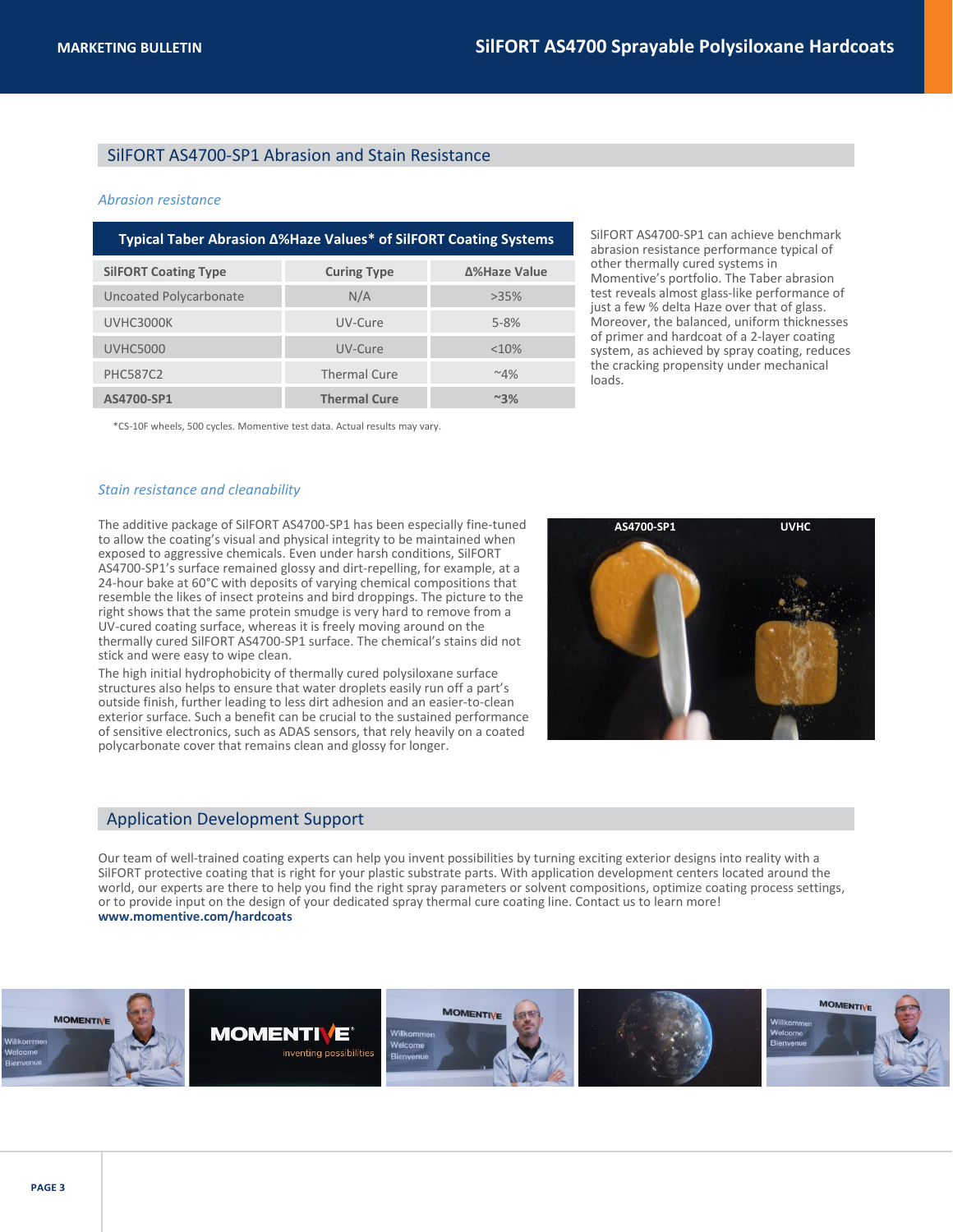## SilFORT AS4700-SP1 Abrasion and Stain Resistance

*Abrasion resistance*

**Typical Taber Abrasion Δ%Haze Values* of SilFORT Coating Systems**

| SilFORT Coating Type | Curing Type | Δ%Haze Value |
|---|---|---|
| Uncoated Polycarbonate | N/A | >35% |
| UVHC3000K | UV-Cure | 5-8% |
| UVHC5000 | UV-Cure | <10% |
| PHC587C2 | Thermal Cure | ~4% |
| **AS4700-SP1** | **Thermal Cure** | **~3%** |

*CS-10F wheels, 500 cycles. Momentive test data. Actual results may vary.

SilFORT AS4700-SP1 can achieve benchmark abrasion resistance performance typical of other thermally cured systems in Momentive's portfolio. The Taber abrasion test reveals almost glass-like performance of just a few % delta Haze over that of glass. Moreover, the balanced, uniform thicknesses of primer and hardcoat of a 2-layer coating system, as achieved by spray coating, reduces the cracking propensity under mechanical loads.

*Stain resistance and cleanability*

The additive package of SilFORT AS4700-SP1 has been especially fine-tuned to allow the coating's visual and physical integrity to be maintained when exposed to aggressive chemicals. Even under harsh conditions, SilFORT AS4700-SP1's surface remained glossy and dirt-repelling, for example, at a 24-hour bake at 60°C with deposits of varying chemical compositions that resemble the likes of insect proteins and bird droppings. The picture to the right shows that the same protein smudge is very hard to remove from a UV-cured coating surface, whereas it is freely moving around on the thermally cured SilFORT AS4700-SP1 surface. The chemical's stains did not stick and were easy to wipe clean.

The high initial hydrophobicity of thermally cured polysiloxane surface structures also helps to ensure that water droplets easily run off a part's outside finish, further leading to less dirt adhesion and an easier-to-clean exterior surface. Such a benefit can be crucial to the sustained performance of sensitive electronics, such as ADAS sensors, that rely heavily on a coated polycarbonate cover that remains clean and glossy for longer.

AS4700-SP1 UVHC

## Application Development Support

Our team of well-trained coating experts can help you invent possibilities by turning exciting exterior designs into reality with a SilFORT protective coating that is right for your plastic substrate parts. With application development centers located around the world, our experts are there to help you find the right spray parameters or solvent compositions, optimize coating process settings, or to provide input on the design of your dedicated spray thermal cure coating line. Contact us to learn more!
**www.momentive.com/hardcoats**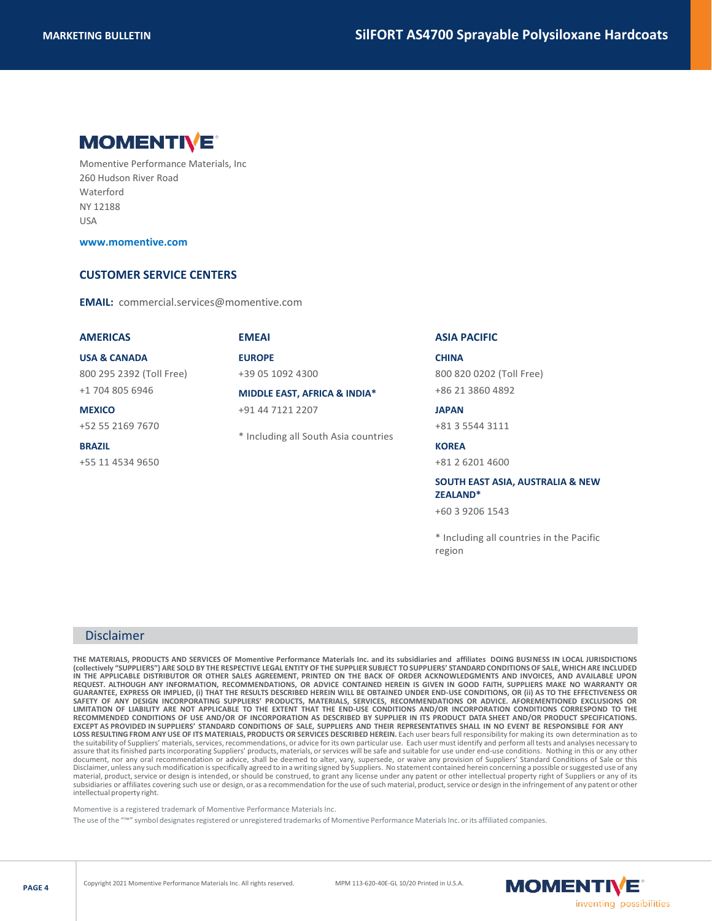**MOMENTIVE**

Momentive Performance Materials, Inc
260 Hudson River Road
Waterford
NY 12188
USA

**www.momentive.com**

## CUSTOMER SERVICE CENTERS

**EMAIL:** commercial.services@momentive.com

### AMERICAS

**USA & CANADA**
800 295 2392 (Toll Free)
+1 704 805 6946

**MEXICO**
+52 55 2169 7670

**BRAZIL**
+55 11 4534 9650

### EMEAI

**EUROPE**
+39 05 1092 4300

**MIDDLE EAST, AFRICA & INDIA***
+91 44 7121 2207

* Including all South Asia countries

### ASIA PACIFIC

**CHINA**
800 820 0202 (Toll Free)
+86 21 3860 4892

**JAPAN**
+81 3 5544 3111

**KOREA**
+81 2 6201 4600

**SOUTH EAST ASIA, AUSTRALIA & NEW ZEALAND***
+60 3 9206 1543

* Including all countries in the Pacific region

## Disclaimer

**THE MATERIALS, PRODUCTS AND SERVICES OF Momentive Performance Materials Inc. and its subsidiaries and affiliates DOING BUSINESS IN LOCAL JURISDICTIONS (collectively "SUPPLIERS") ARE SOLD BY THE RESPECTIVE LEGAL ENTITY OF THE SUPPLIER SUBJECT TO SUPPLIERS' STANDARD CONDITIONS OF SALE, WHICH ARE INCLUDED IN THE APPLICABLE DISTRIBUTOR OR OTHER SALES AGREEMENT, PRINTED ON THE BACK OF ORDER ACKNOWLEDGMENTS AND INVOICES, AND AVAILABLE UPON REQUEST. ALTHOUGH ANY INFORMATION, RECOMMENDATIONS, OR ADVICE CONTAINED HEREIN IS GIVEN IN GOOD FAITH, SUPPLIERS MAKE NO WARRANTY OR GUARANTEE, EXPRESS OR IMPLIED, (i) THAT THE RESULTS DESCRIBED HEREIN WILL BE OBTAINED UNDER END-USE CONDITIONS, OR (ii) AS TO THE EFFECTIVENESS OR SAFETY OF ANY DESIGN INCORPORATING SUPPLIERS' PRODUCTS, MATERIALS, SERVICES, RECOMMENDATIONS OR ADVICE. AFOREMENTIONED EXCLUSIONS OR LIMITATION OF LIABILITY ARE NOT APPLICABLE TO THE EXTENT THAT THE END-USE CONDITIONS AND/OR INCORPORATION CONDITIONS CORRESPOND TO THE RECOMMENDED CONDITIONS OF USE AND/OR OF INCORPORATION AS DESCRIBED BY SUPPLIER IN ITS PRODUCT DATA SHEET AND/OR PRODUCT SPECIFICATIONS. EXCEPT AS PROVIDED IN SUPPLIERS' STANDARD CONDITIONS OF SALE, SUPPLIERS AND THEIR REPRESENTATIVES SHALL IN NO EVENT BE RESPONSIBLE FOR ANY LOSS RESULTING FROM ANY USE OF ITS MATERIALS, PRODUCTS OR SERVICES DESCRIBED HEREIN.** Each user bears full responsibility for making its own determination as to the suitability of Suppliers' materials, services, recommendations, or advice for its own particular use. Each user must identify and perform all tests and analyses necessary to assure that its finished parts incorporating Suppliers' products, materials, or services will be safe and suitable for use under end-use conditions. Nothing in this or any other document, nor any oral recommendation or advice, shall be deemed to alter, vary, supersede, or waive any provision of Suppliers' Standard Conditions of Sale or this Disclaimer, unless any such modification is specifically agreed to in a writing signed by Suppliers. No statement contained herein concerning a possible or suggested use of any material, product, service or design is intended, or should be construed, to grant any license under any patent or other intellectual property right of Suppliers or any of its subsidiaries or affiliates covering such use or design, or as a recommendation for the use of such material, product, service or design in the infringement of any patent or other intellectual property right.

Momentive is a registered trademark of Momentive Performance Materials Inc.

The use of the "™" symbol designates registered or unregistered trademarks of Momentive Performance Materials Inc. or its affiliated companies.

Copyright 2021 Momentive Performance Materials Inc. All rights reserved.

MPM 113-620-40E-GL 10/20 Printed in U.S.A.

MOMENTIVE inventing possibilities